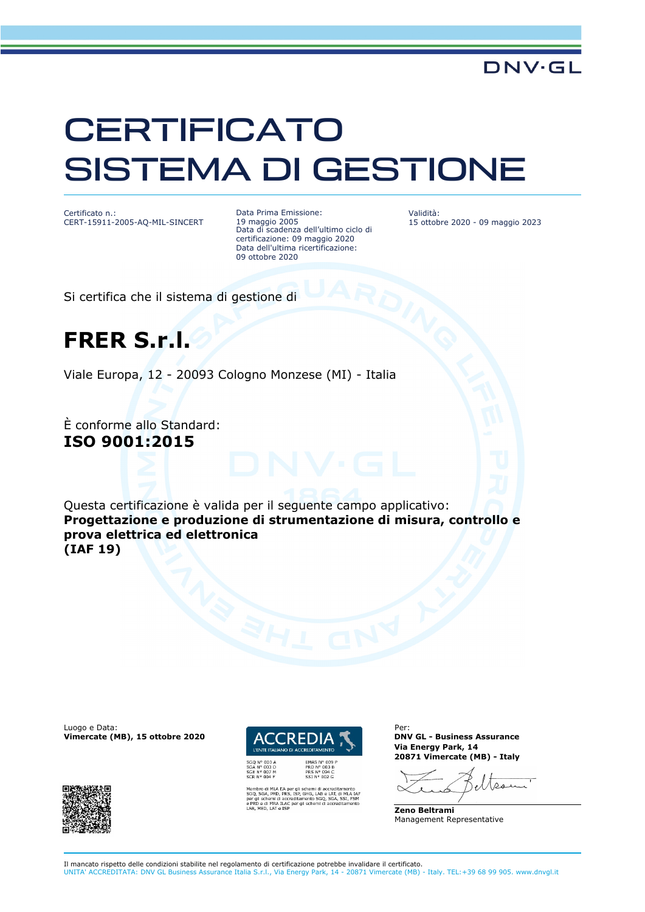DNV·GL

# CERTIFICATO SISTEMA DI GESTIONE

Certificato n.:
CERT-15911-2005-AQ-MIL-SINCERT

Data Prima Emissione:
19 maggio 2005
Data di scadenza dell'ultimo ciclo di certificazione: 09 maggio 2020
Data dell'ultima ricertificazione:
09 ottobre 2020

Validità:
15 ottobre 2020 - 09 maggio 2023

Si certifica che il sistema di gestione di

## FRER S.r.l.

Viale Europa, 12 - 20093 Cologno Monzese (MI) - Italia

È conforme allo Standard:
**ISO 9001:2015**

Questa certificazione è valida per il seguente campo applicativo:
**Progettazione e produzione di strumentazione di misura, controllo e prova elettrica ed elettronica**
**(IAF 19)**

Luogo e Data:
**Vimercate (MB), 15 ottobre 2020**

ACCREDIA
L'ENTE ITALIANO DI ACCREDITAMENTO

SGQ N° 003 A
SGA N° 003 D
SGE N° 007 M
SCR N° 004 F

EMAS N° 009 P
PRD N° 003 B
PRS N° 094 C
SSI N° 002 G

Membro di MLA EA per gli schemi di accreditamento SGQ, SGA, PRD, PRS, ISP, GHG, LAB e LAT, di MLA IAF per gli schemi di accreditamento SGQ, SGA, SSI, FSM e PRD e di MRA ILAC per gli schemi di accreditamento LAB, MED, LAT e ISP

Per:
**DNV GL - Business Assurance**
**Via Energy Park, 14**
**20871 Vimercate (MB) - Italy**

**Zeno Beltrami**
Management Representative

Il mancato rispetto delle condizioni stabilite nel regolamento di certificazione potrebbe invalidare il certificato.
UNITA' ACCREDITATA: DNV GL Business Assurance Italia S.r.l., Via Energy Park, 14 - 20871 Vimercate (MB) - Italy. TEL:+39 68 99 905. www.dnvgl.it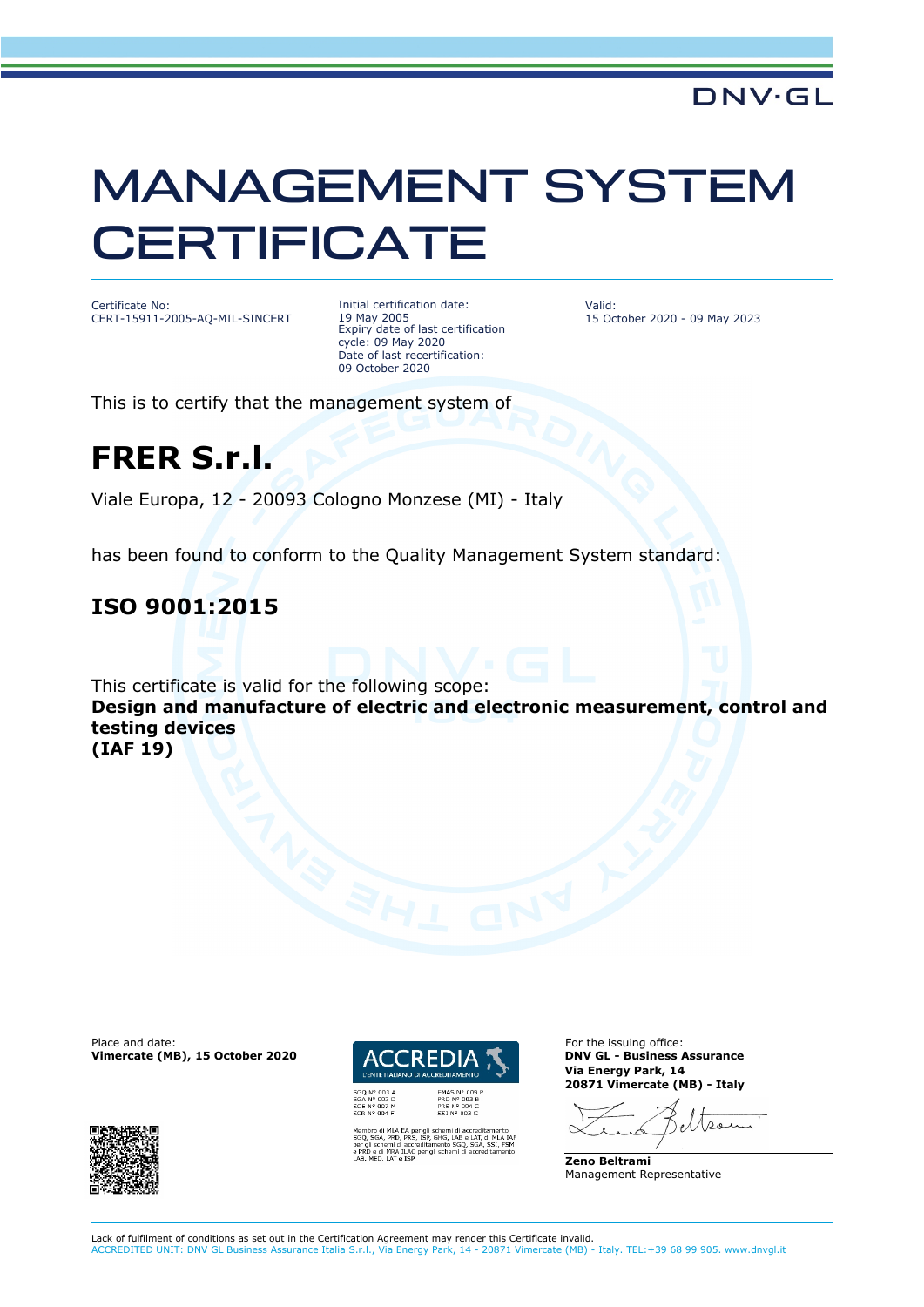DNV·GL

# MANAGEMENT SYSTEM CERTIFICATE

Certificate No:
CERT-15911-2005-AQ-MIL-SINCERT

Initial certification date:
19 May 2005
Expiry date of last certification cycle: 09 May 2020
Date of last recertification:
09 October 2020

Valid:
15 October 2020 - 09 May 2023

This is to certify that the management system of

# FRER S.r.l.

Viale Europa, 12 - 20093 Cologno Monzese (MI) - Italy

has been found to conform to the Quality Management System standard:

## ISO 9001:2015

This certificate is valid for the following scope:
**Design and manufacture of electric and electronic measurement, control and testing devices**
**(IAF 19)**

Place and date:
**Vimercate (MB), 15 October 2020**

ACCREDIA
L'ENTE ITALIANO DI ACCREDITAMENTO

SGQ N° 003 A
SGA N° 003 D
SGE N° 007 M
SCR N° 004 F

EMAS N° 009 P
PRD N° 003 B
PRS N° 094 C
SSI N° 002 G

Membro di MLA EA per gli schemi di accreditamento SGQ, SGA, PRD, PRS, ISP, GHG, LAB e LAT, di MLA IAF per gli schemi di accreditamento SGQ, SGA, SSI, FSM e PRD e di MRA ILAC per gli schemi di accreditamento LAB, MED, LAT e ISP

For the issuing office:
**DNV GL - Business Assurance**
**Via Energy Park, 14**
**20871 Vimercate (MB) - Italy**

**Zeno Beltrami**
Management Representative

Lack of fulfilment of conditions as set out in the Certification Agreement may render this Certificate invalid.
ACCREDITED UNIT: DNV GL Business Assurance Italia S.r.l., Via Energy Park, 14 - 20871 Vimercate (MB) - Italy. TEL:+39 68 99 905. www.dnvgl.it